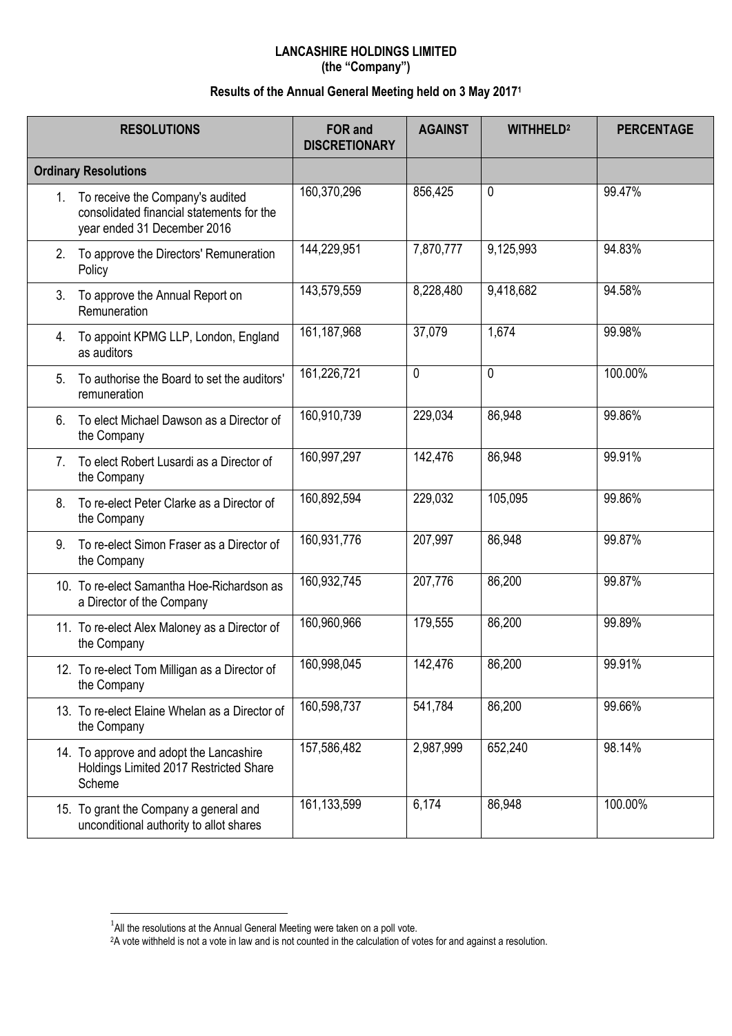**LANCASHIRE HOLDINGS LIMITED**
**(the "Company")**

**Results of the Annual General Meeting held on 3 May 2017[1]**

| RESOLUTIONS | FOR and DISCRETIONARY | AGAINST | WITHHELD[2] | PERCENTAGE |
|---|---|---|---|---|
| **Ordinary Resolutions** | | | | |
| 1. To receive the Company's audited consolidated financial statements for the year ended 31 December 2016 | 160,370,296 | 856,425 | 0 | 99.47% |
| 2. To approve the Directors' Remuneration Policy | 144,229,951 | 7,870,777 | 9,125,993 | 94.83% |
| 3. To approve the Annual Report on Remuneration | 143,579,559 | 8,228,480 | 9,418,682 | 94.58% |
| 4. To appoint KPMG LLP, London, England as auditors | 161,187,968 | 37,079 | 1,674 | 99.98% |
| 5. To authorise the Board to set the auditors' remuneration | 161,226,721 | 0 | 0 | 100.00% |
| 6. To elect Michael Dawson as a Director of the Company | 160,910,739 | 229,034 | 86,948 | 99.86% |
| 7. To elect Robert Lusardi as a Director of the Company | 160,997,297 | 142,476 | 86,948 | 99.91% |
| 8. To re-elect Peter Clarke as a Director of the Company | 160,892,594 | 229,032 | 105,095 | 99.86% |
| 9. To re-elect Simon Fraser as a Director of the Company | 160,931,776 | 207,997 | 86,948 | 99.87% |
| 10. To re-elect Samantha Hoe-Richardson as a Director of the Company | 160,932,745 | 207,776 | 86,200 | 99.87% |
| 11. To re-elect Alex Maloney as a Director of the Company | 160,960,966 | 179,555 | 86,200 | 99.89% |
| 12. To re-elect Tom Milligan as a Director of the Company | 160,998,045 | 142,476 | 86,200 | 99.91% |
| 13. To re-elect Elaine Whelan as a Director of the Company | 160,598,737 | 541,784 | 86,200 | 99.66% |
| 14. To approve and adopt the Lancashire Holdings Limited 2017 Restricted Share Scheme | 157,586,482 | 2,987,999 | 652,240 | 98.14% |
| 15. To grant the Company a general and unconditional authority to allot shares | 161,133,599 | 6,174 | 86,948 | 100.00% |

[1] All the resolutions at the Annual General Meeting were taken on a poll vote.
[2] A vote withheld is not a vote in law and is not counted in the calculation of votes for and against a resolution.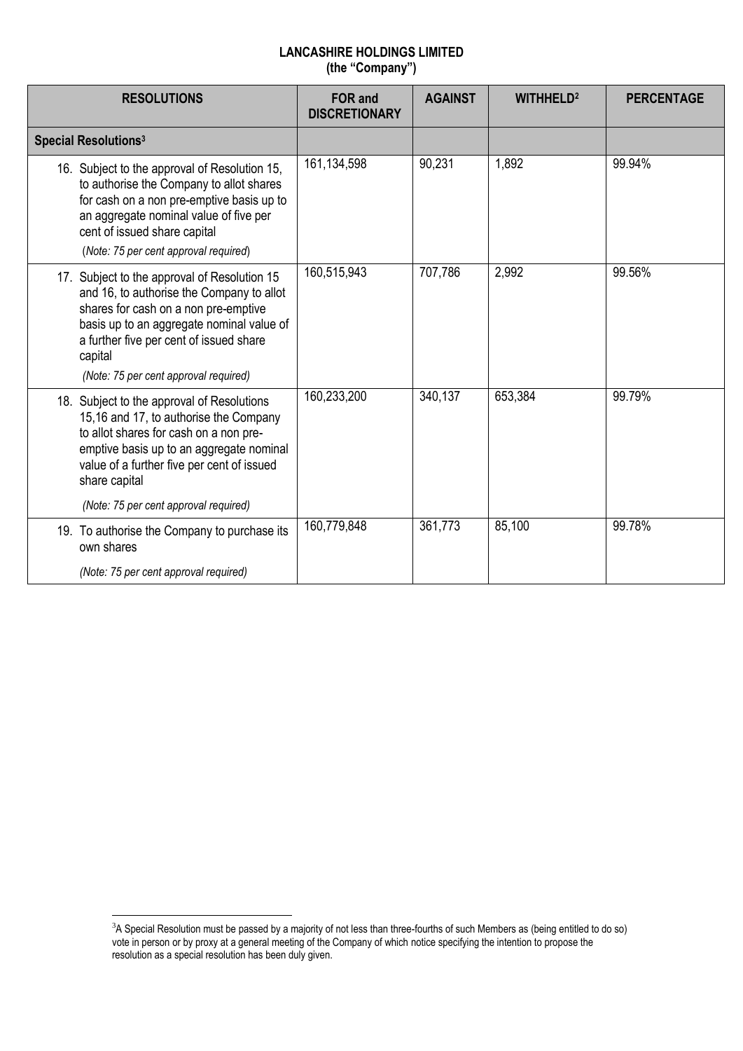**LANCASHIRE HOLDINGS LIMITED**
**(the "Company")**

| RESOLUTIONS | FOR and DISCRETIONARY | AGAINST | WITHHELD[2] | PERCENTAGE |
|---|---|---|---|---|
| **Special Resolutions[3]** | | | | |
| 16. Subject to the approval of Resolution 15, to authorise the Company to allot shares for cash on a non pre-emptive basis up to an aggregate nominal value of five per cent of issued share capital (*Note: 75 per cent approval required*) | 161,134,598 | 90,231 | 1,892 | 99.94% |
| 17. Subject to the approval of Resolution 15 and 16, to authorise the Company to allot shares for cash on a non pre-emptive basis up to an aggregate nominal value of a further five per cent of issued share capital *(Note: 75 per cent approval required)* | 160,515,943 | 707,786 | 2,992 | 99.56% |
| 18. Subject to the approval of Resolutions 15,16 and 17, to authorise the Company to allot shares for cash on a non pre-emptive basis up to an aggregate nominal value of a further five per cent of issued share capital *(Note: 75 per cent approval required)* | 160,233,200 | 340,137 | 653,384 | 99.79% |
| 19. To authorise the Company to purchase its own shares *(Note: 75 per cent approval required)* | 160,779,848 | 361,773 | 85,100 | 99.78% |

[3]A Special Resolution must be passed by a majority of not less than three-fourths of such Members as (being entitled to do so) vote in person or by proxy at a general meeting of the Company of which notice specifying the intention to propose the resolution as a special resolution has been duly given.